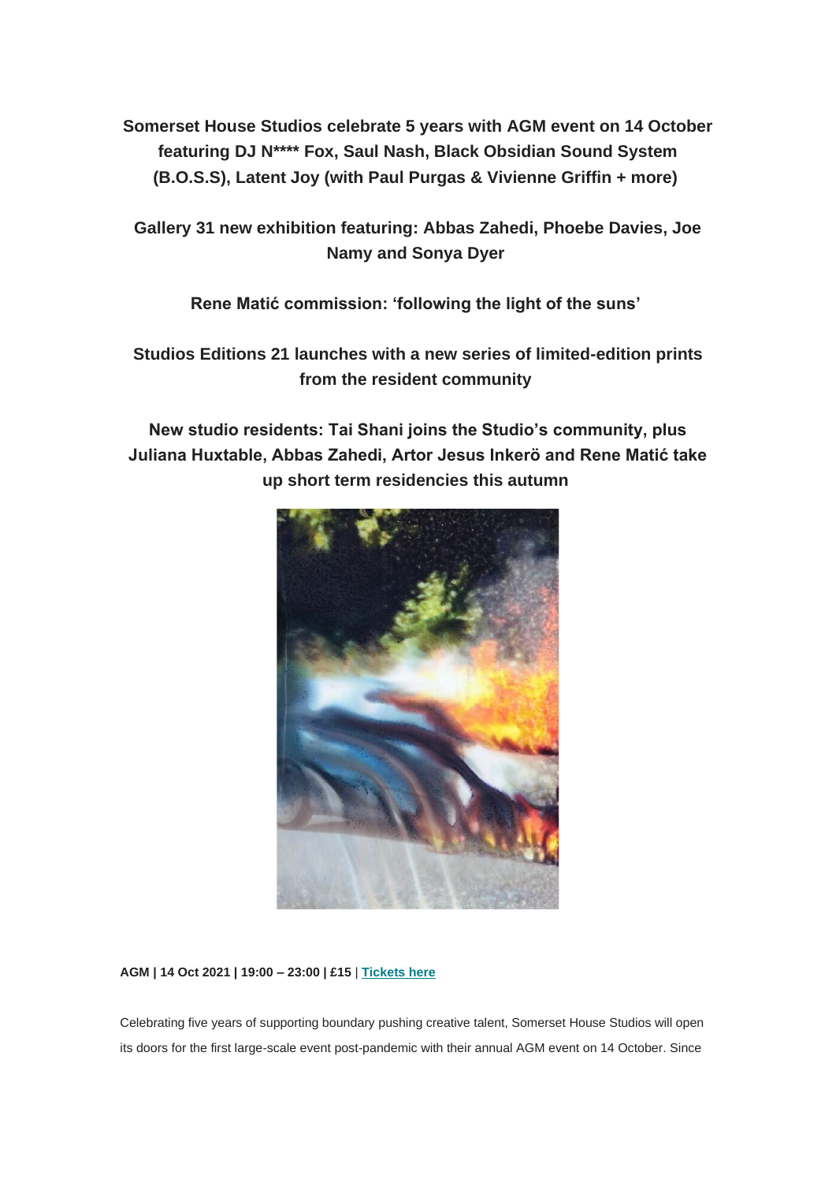**Somerset House Studios celebrate 5 years with AGM event on 14 October featuring DJ N**** Fox, Saul Nash, Black Obsidian Sound System (B.O.S.S), Latent Joy (with Paul Purgas & Vivienne Griffin + more)**

**Gallery 31 new exhibition featuring: Abbas Zahedi, Phoebe Davies, Joe Namy and Sonya Dyer**

**Rene Matić commission: 'following the light of the suns'**

**Studios Editions 21 launches with a new series of limited-edition prints from the resident community**

**New studio residents: Tai Shani joins the Studio's community, plus Juliana Huxtable, Abbas Zahedi, Artor Jesus Inkerö and Rene Matić take up short term residencies this autumn**

**AGM | 14 Oct 2021 | 19:00 – 23:00 | £15** | **Tickets here**

Celebrating five years of supporting boundary pushing creative talent, Somerset House Studios will open its doors for the first large-scale event post-pandemic with their annual AGM event on 14 October. Since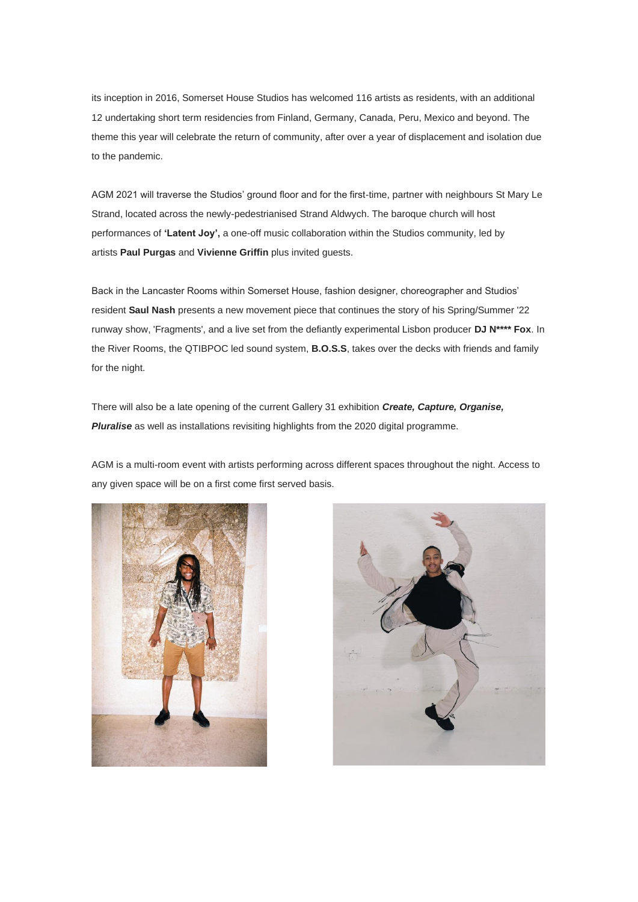its inception in 2016, Somerset House Studios has welcomed 116 artists as residents, with an additional 12 undertaking short term residencies from Finland, Germany, Canada, Peru, Mexico and beyond. The theme this year will celebrate the return of community, after over a year of displacement and isolation due to the pandemic.

AGM 2021 will traverse the Studios' ground floor and for the first-time, partner with neighbours St Mary Le Strand, located across the newly-pedestrianised Strand Aldwych. The baroque church will host performances of **'Latent Joy',** a one-off music collaboration within the Studios community, led by artists **Paul Purgas** and **Vivienne Griffin** plus invited guests.

Back in the Lancaster Rooms within Somerset House, fashion designer, choreographer and Studios' resident **Saul Nash** presents a new movement piece that continues the story of his Spring/Summer '22 runway show, 'Fragments', and a live set from the defiantly experimental Lisbon producer **DJ N**** Fox**. In the River Rooms, the QTIBPOC led sound system, **B.O.S.S**, takes over the decks with friends and family for the night.

There will also be a late opening of the current Gallery 31 exhibition ***Create, Capture, Organise, Pluralise*** as well as installations revisiting highlights from the 2020 digital programme.

AGM is a multi-room event with artists performing across different spaces throughout the night. Access to any given space will be on a first come first served basis.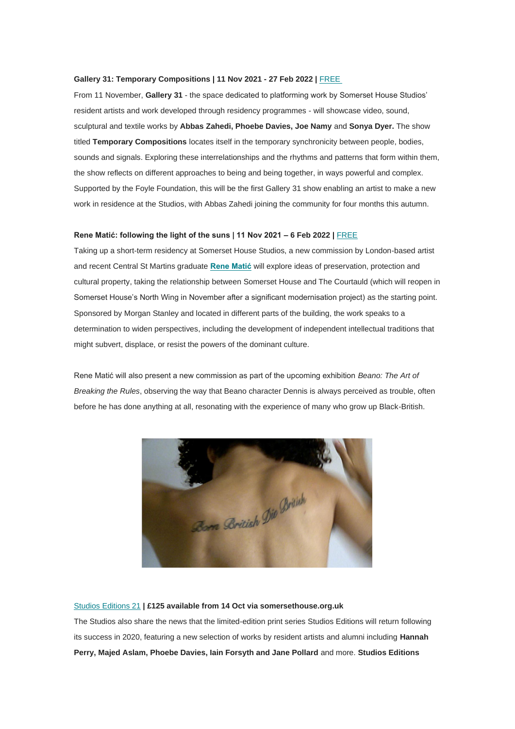**Gallery 31: Temporary Compositions | 11 Nov 2021 - 27 Feb 2022 |** FREE

From 11 November, **Gallery 31** - the space dedicated to platforming work by Somerset House Studios' resident artists and work developed through residency programmes - will showcase video, sound, sculptural and textile works by **Abbas Zahedi, Phoebe Davies, Joe Namy** and **Sonya Dyer.** The show titled **Temporary Compositions** locates itself in the temporary synchronicity between people, bodies, sounds and signals. Exploring these interrelationships and the rhythms and patterns that form within them, the show reflects on different approaches to being and being together, in ways powerful and complex. Supported by the Foyle Foundation, this will be the first Gallery 31 show enabling an artist to make a new work in residence at the Studios, with Abbas Zahedi joining the community for four months this autumn.

**Rene Matić: following the light of the suns | 11 Nov 2021 – 6 Feb 2022 |** FREE

Taking up a short-term residency at Somerset House Studios, a new commission by London-based artist and recent Central St Martins graduate **Rene Matić** will explore ideas of preservation, protection and cultural property, taking the relationship between Somerset House and The Courtauld (which will reopen in Somerset House's North Wing in November after a significant modernisation project) as the starting point. Sponsored by Morgan Stanley and located in different parts of the building, the work speaks to a determination to widen perspectives, including the development of independent intellectual traditions that might subvert, displace, or resist the powers of the dominant culture.

Rene Matić will also present a new commission as part of the upcoming exhibition *Beano: The Art of Breaking the Rules*, observing the way that Beano character Dennis is always perceived as trouble, often before he has done anything at all, resonating with the experience of many who grow up Black-British.

Studios Editions 21 **| £125 available from 14 Oct via somersethouse.org.uk**

The Studios also share the news that the limited-edition print series Studios Editions will return following its success in 2020, featuring a new selection of works by resident artists and alumni including **Hannah Perry, Majed Aslam, Phoebe Davies, Iain Forsyth and Jane Pollard** and more. **Studios Editions**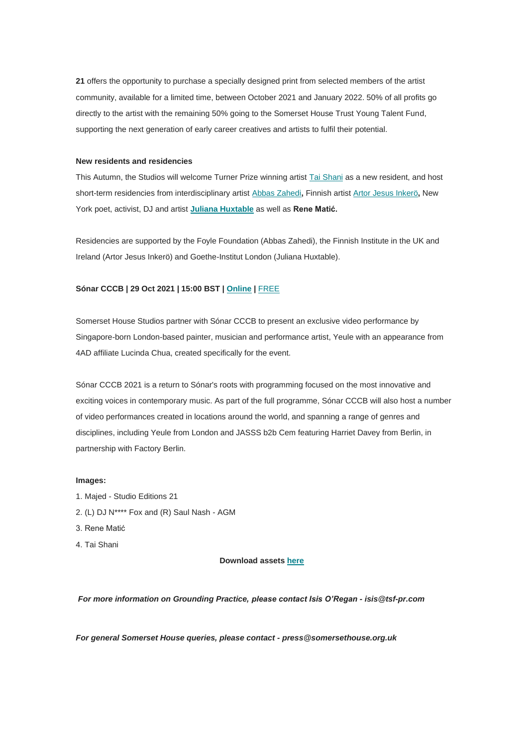**21** offers the opportunity to purchase a specially designed print from selected members of the artist community, available for a limited time, between October 2021 and January 2022. 50% of all profits go directly to the artist with the remaining 50% going to the Somerset House Trust Young Talent Fund, supporting the next generation of early career creatives and artists to fulfil their potential.

**New residents and residencies**

This Autumn, the Studios will welcome Turner Prize winning artist Tai Shani as a new resident, and host short-term residencies from interdisciplinary artist Abbas Zahedi**,** Finnish artist Artor Jesus Inkerö**,** New York poet, activist, DJ and artist **Juliana Huxtable** as well as **Rene Matić.**

Residencies are supported by the Foyle Foundation (Abbas Zahedi), the Finnish Institute in the UK and Ireland (Artor Jesus Inkerö) and Goethe-Institut London (Juliana Huxtable).

**Sónar CCCB | 29 Oct 2021 | 15:00 BST | Online |** FREE

Somerset House Studios partner with Sónar CCCB to present an exclusive video performance by Singapore-born London-based painter, musician and performance artist, Yeule with an appearance from 4AD affiliate Lucinda Chua, created specifically for the event.

Sónar CCCB 2021 is a return to Sónar's roots with programming focused on the most innovative and exciting voices in contemporary music. As part of the full programme, Sónar CCCB will also host a number of video performances created in locations around the world, and spanning a range of genres and disciplines, including Yeule from London and JASSS b2b Cem featuring Harriet Davey from Berlin, in partnership with Factory Berlin.

**Images:**

1. Majed - Studio Editions 21
2. (L) DJ N**** Fox and (R) Saul Nash - AGM
3. Rene Matić
4. Tai Shani

**Download assets here**

***For more information on Grounding Practice, please contact Isis O'Regan - isis@tsf-pr.com***

***For general Somerset House queries, please contact - press@somersethouse.org.uk***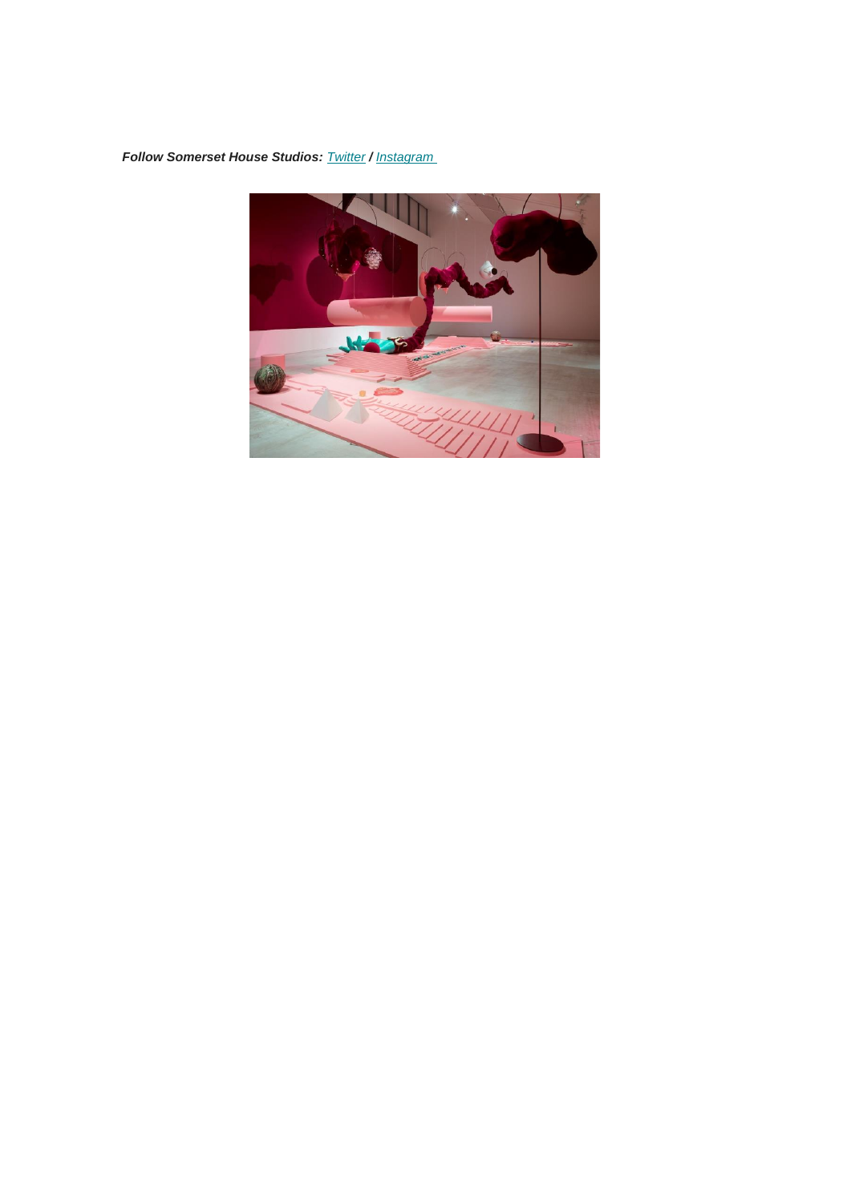***Follow Somerset House Studios:*** ***[Twitter](#) / [Instagram](#)***